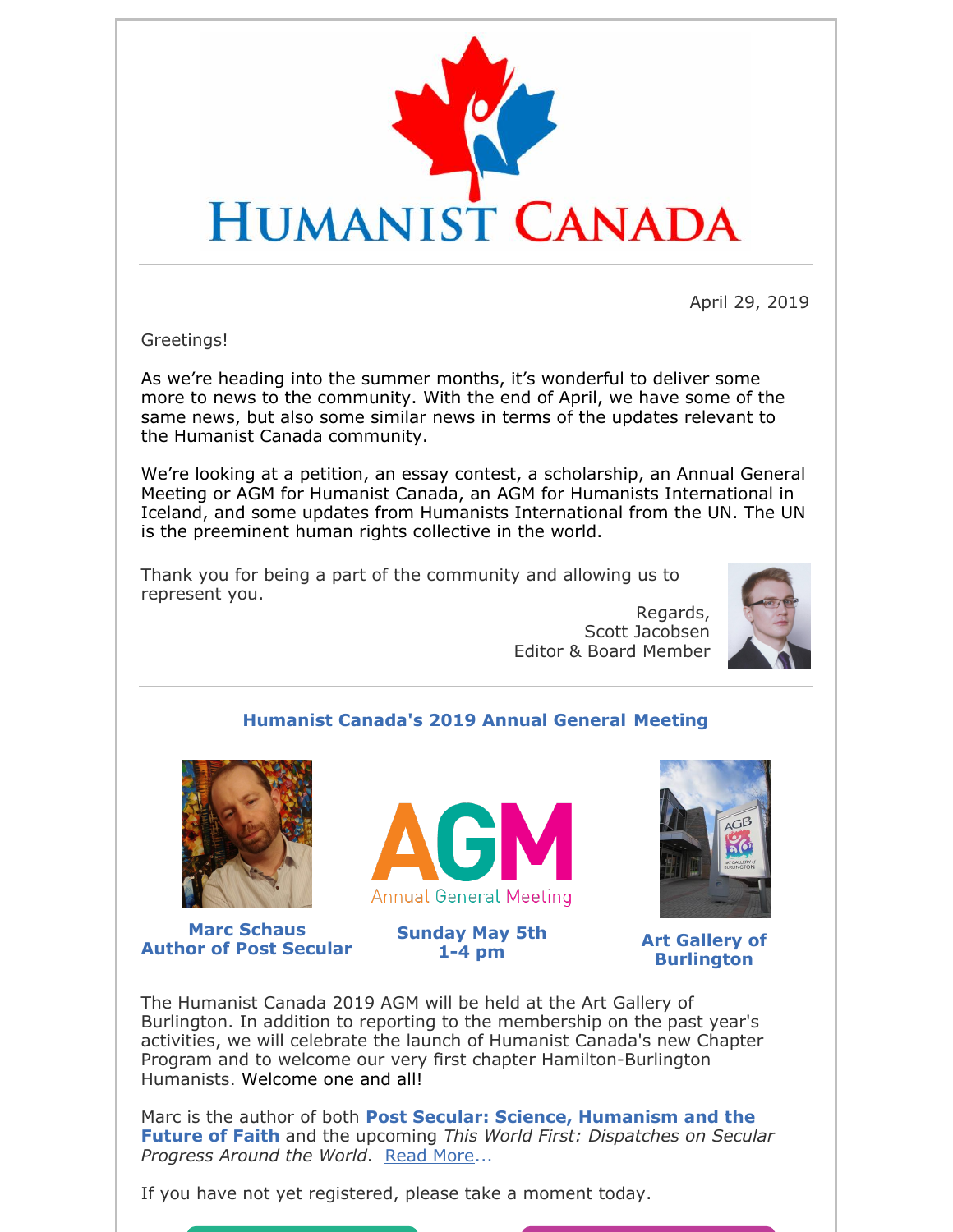# HUMANIST CANADA

April 29, 2019

Greetings!

As we're heading into the summer months, it's wonderful to deliver some more to news to the community. With the end of April, we have some of the same news, but also some similar news in terms of the updates relevant to the Humanist Canada community.

We're looking at a petition, an essay contest, a scholarship, an Annual General Meeting or AGM for Humanist Canada, an AGM for Humanists International in Iceland, and some updates from Humanists International from the UN. The UN is the preeminent human rights collective in the world.

Thank you for being a part of the community and allowing us to represent you.

Regards,
Scott Jacobsen
Editor & Board Member

## Humanist Canada's 2019 Annual General Meeting

**Marc Schaus**
**Author of Post Secular**

AGM
Annual General Meeting

**Sunday May 5th**
**1-4 pm**

**Art Gallery of Burlington**

The Humanist Canada 2019 AGM will be held at the Art Gallery of Burlington. In addition to reporting to the membership on the past year's activities, we will celebrate the launch of Humanist Canada's new Chapter Program and to welcome our very first chapter Hamilton-Burlington Humanists. Welcome one and all!

Marc is the author of both **Post Secular: Science, Humanism and the Future of Faith** and the upcoming *This World First: Dispatches on Secular Progress Around the World*. Read More...

If you have not yet registered, please take a moment today.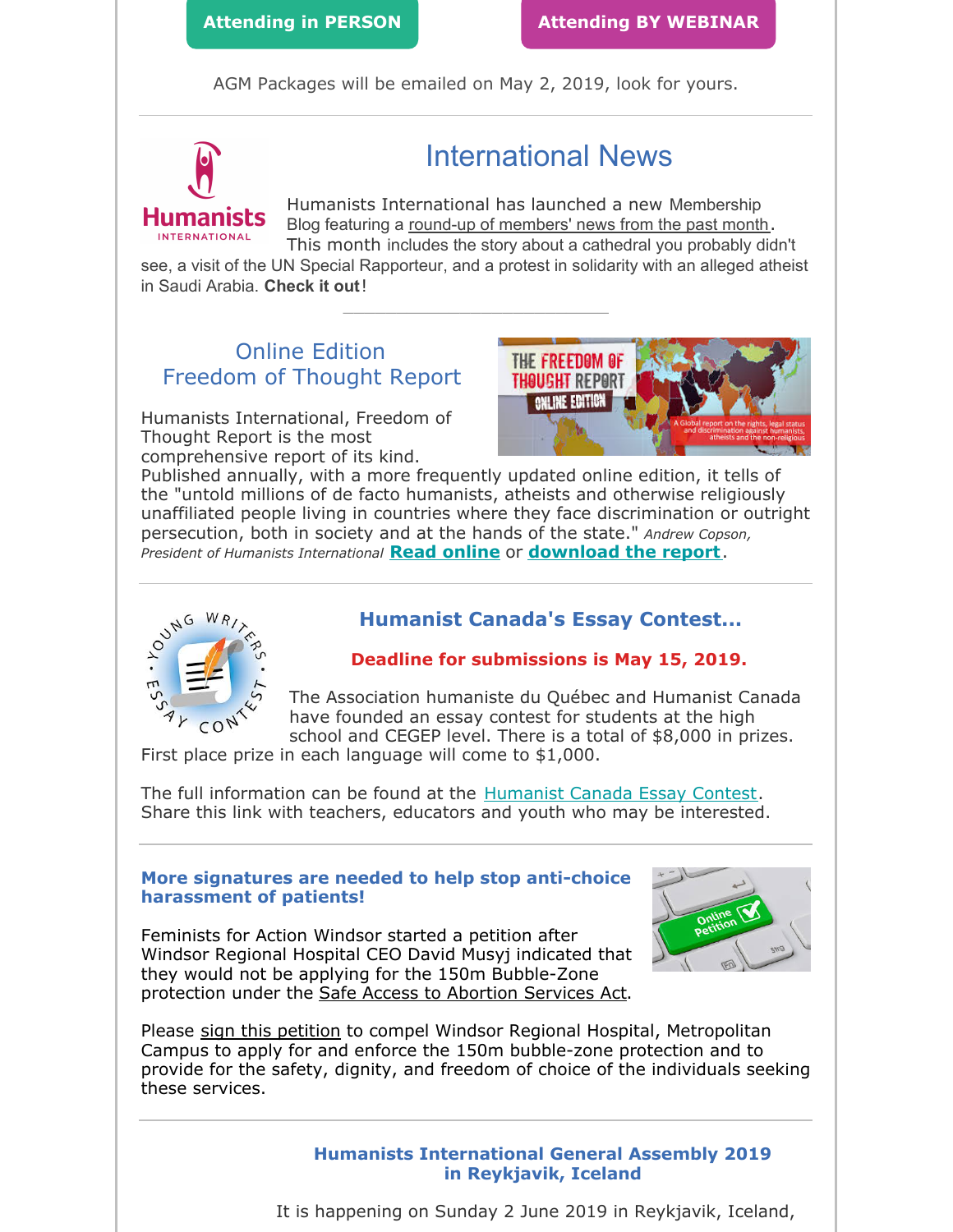Attending in PERSON

Attending BY WEBINAR

AGM Packages will be emailed on May 2, 2019, look for yours.

---

## International News

Humanists International has launched a new Membership Blog featuring a round-up of members' news from the past month. This month includes the story about a cathedral you probably didn't see, a visit of the UN Special Rapporteur, and a protest in solidarity with an alleged atheist in Saudi Arabia. **Check it out**!

---

### Online Edition Freedom of Thought Report

Humanists International, Freedom of Thought Report is the most comprehensive report of its kind. Published annually, with a more frequently updated online edition, it tells of the "untold millions of de facto humanists, atheists and otherwise religiously unaffiliated people living in countries where they face discrimination or outright persecution, both in society and at the hands of the state." *Andrew Copson, President of Humanists International* **Read online** or **download the report**.

---

### Humanist Canada's Essay Contest...

**Deadline for submissions is May 15, 2019.**

The Association humaniste du Québec and Humanist Canada have founded an essay contest for students at the high school and CEGEP level. There is a total of $8,000 in prizes. First place prize in each language will come to $1,000.

The full information can be found at the Humanist Canada Essay Contest. Share this link with teachers, educators and youth who may be interested.

---

### More signatures are needed to help stop anti-choice harassment of patients!

Feminists for Action Windsor started a petition after Windsor Regional Hospital CEO David Musyj indicated that they would not be applying for the 150m Bubble-Zone protection under the Safe Access to Abortion Services Act.

Please sign this petition to compel Windsor Regional Hospital, Metropolitan Campus to apply for and enforce the 150m bubble-zone protection and to provide for the safety, dignity, and freedom of choice of the individuals seeking these services.

---

### Humanists International General Assembly 2019 in Reykjavik, Iceland

It is happening on Sunday 2 June 2019 in Reykjavik, Iceland,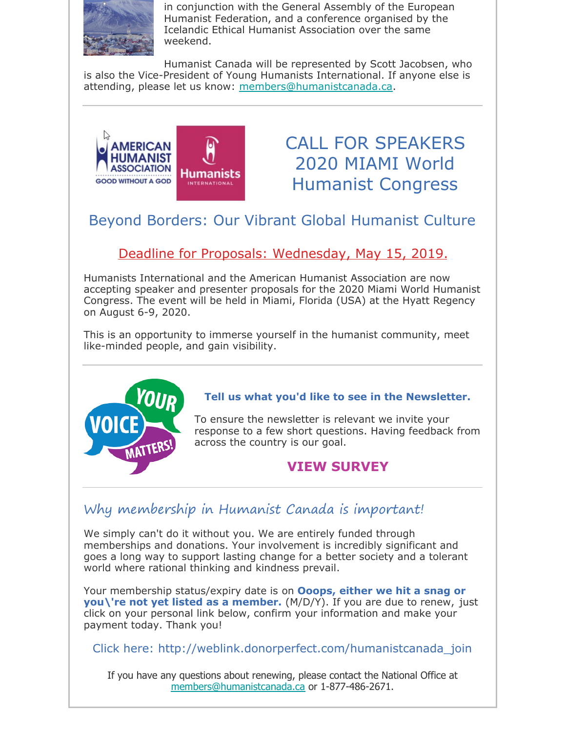in conjunction with the General Assembly of the European Humanist Federation, and a conference organised by the Icelandic Ethical Humanist Association over the same weekend.

Humanist Canada will be represented by Scott Jacobsen, who is also the Vice-President of Young Humanists International. If anyone else is attending, please let us know: members@humanistcanada.ca.

---

# CALL FOR SPEAKERS 2020 MIAMI World Humanist Congress

## Beyond Borders: Our Vibrant Global Humanist Culture

Deadline for Proposals: Wednesday, May 15, 2019.

Humanists International and the American Humanist Association are now accepting speaker and presenter proposals for the 2020 Miami World Humanist Congress. The event will be held in Miami, Florida (USA) at the Hyatt Regency on August 6-9, 2020.

This is an opportunity to immerse yourself in the humanist community, meet like-minded people, and gain visibility.

---

**Tell us what you'd like to see in the Newsletter.**

To ensure the newsletter is relevant we invite your response to a few short questions. Having feedback from across the country is our goal.

**VIEW SURVEY**

---

## Why membership in Humanist Canada is important!

We simply can't do it without you. We are entirely funded through memberships and donations. Your involvement is incredibly significant and goes a long way to support lasting change for a better society and a tolerant world where rational thinking and kindness prevail.

Your membership status/expiry date is on **Ooops, either we hit a snag or you\'re not yet listed as a member.** (M/D/Y). If you are due to renew, just click on your personal link below, confirm your information and make your payment today. Thank you!

Click here: http://weblink.donorperfect.com/humanistcanada_join

If you have any questions about renewing, please contact the National Office at members@humanistcanada.ca or 1-877-486-2671.